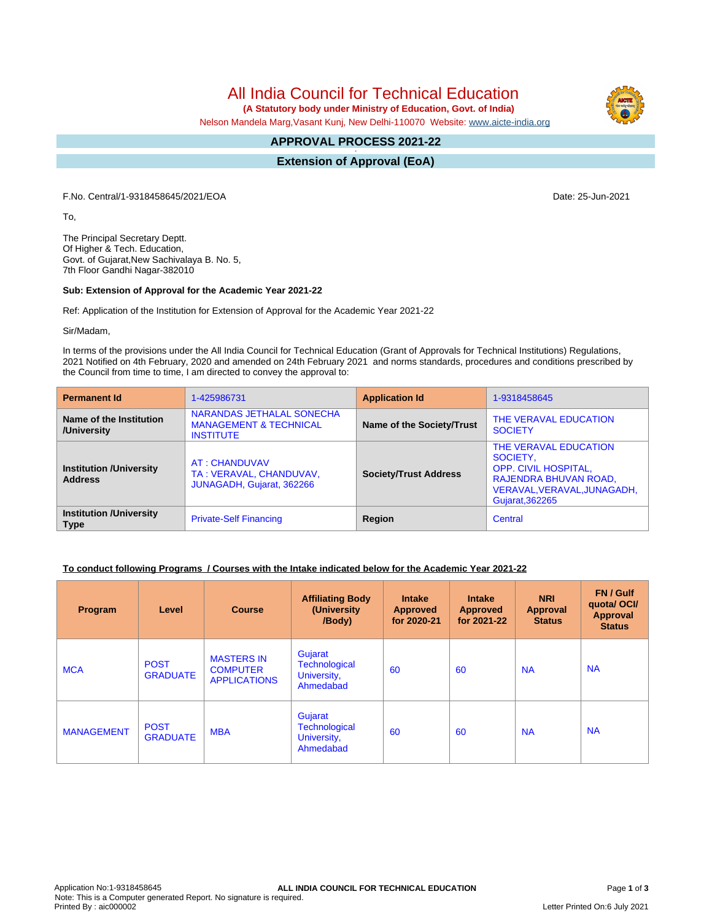# All India Council for Technical Education

**(A Statutory body under Ministry of Education, Govt. of India)**

Nelson Mandela Marg,Vasant Kunj, New Delhi-110070 Website: www.aicte-india.org

## APPROVAL PROCESS 2021-22

## Extension of Approval (EoA)

F.No. Central/1-9318458645/2021/EOA

Date: 25-Jun-2021

To,

The Principal Secretary Deptt.
Of Higher & Tech. Education,
Govt. of Gujarat,New Sachivalaya B. No. 5,
7th Floor Gandhi Nagar-382010

**Sub: Extension of Approval for the Academic Year 2021-22**

Ref: Application of the Institution for Extension of Approval for the Academic Year 2021-22

Sir/Madam,

In terms of the provisions under the All India Council for Technical Education (Grant of Approvals for Technical Institutions) Regulations, 2021 Notified on 4th February, 2020 and amended on 24th February 2021 and norms standards, procedures and conditions prescribed by the Council from time to time, I am directed to convey the approval to:

| **Permanent Id** | 1-425986731 | **Application Id** | 1-9318458645 |
|---|---|---|---|
| **Name of the Institution /University** | NARANDAS JETHALAL SONECHA MANAGEMENT & TECHNICAL INSTITUTE | **Name of the Society/Trust** | THE VERAVAL EDUCATION SOCIETY |
| **Institution /University Address** | AT : CHANDUVAV TA : VERAVAL, CHANDUVAV, JUNAGADH, Gujarat, 362266 | **Society/Trust Address** | THE VERAVAL EDUCATION SOCIETY, OPP. CIVIL HOSPITAL, RAJENDRA BHUVAN ROAD, VERAVAL,VERAVAL,JUNAGADH, Gujarat,362265 |
| **Institution /University Type** | Private-Self Financing | **Region** | Central |

**To conduct following Programs / Courses with the Intake indicated below for the Academic Year 2021-22**

| Program | Level | Course | Affiliating Body (University /Body) | Intake Approved for 2020-21 | Intake Approved for 2021-22 | NRI Approval Status | FN / Gulf quota/ OCI/ Approval Status |
|---|---|---|---|---|---|---|---|
| MCA | POST GRADUATE | MASTERS IN COMPUTER APPLICATIONS | Gujarat Technological University, Ahmedabad | 60 | 60 | NA | NA |
| MANAGEMENT | POST GRADUATE | MBA | Gujarat Technological University, Ahmedabad | 60 | 60 | NA | NA |

Application No:1-9318458645
Note: This is a Computer generated Report. No signature is required.
Printed By : aic000002

Letter Printed On:6 July 2021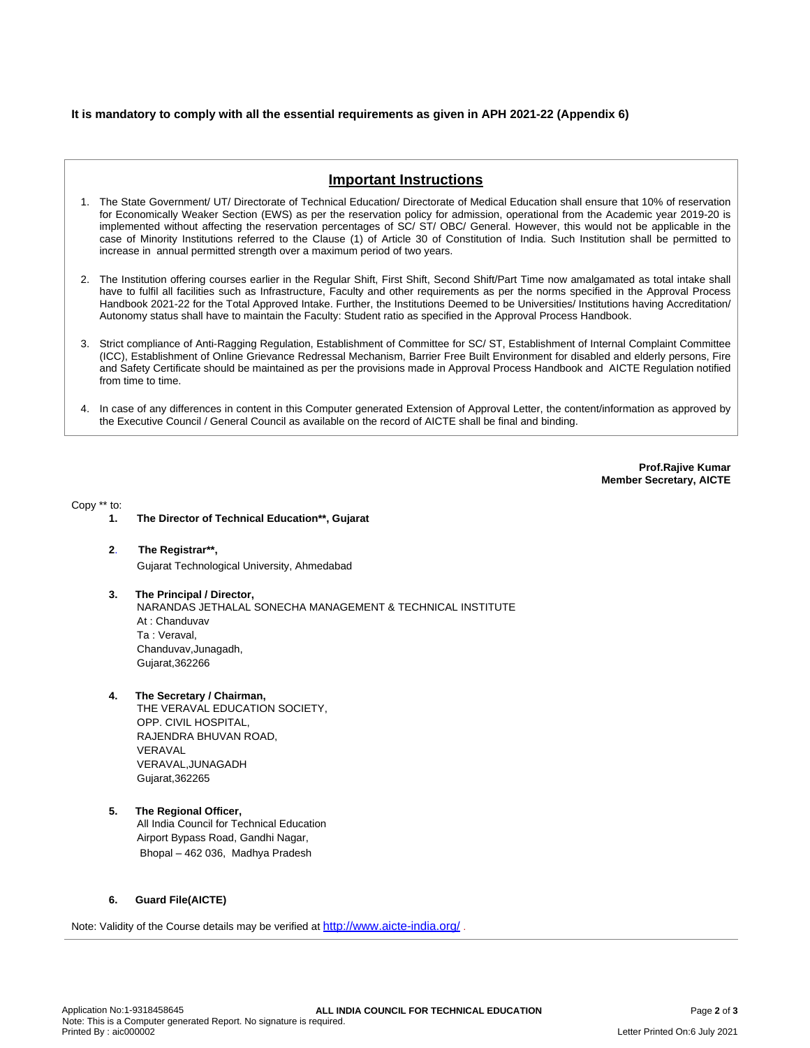**It is mandatory to comply with all the essential requirements as given in APH 2021-22 (Appendix 6)**

## Important Instructions

1. The State Government/ UT/ Directorate of Technical Education/ Directorate of Medical Education shall ensure that 10% of reservation for Economically Weaker Section (EWS) as per the reservation policy for admission, operational from the Academic year 2019-20 is implemented without affecting the reservation percentages of SC/ ST/ OBC/ General. However, this would not be applicable in the case of Minority Institutions referred to the Clause (1) of Article 30 of Constitution of India. Such Institution shall be permitted to increase in annual permitted strength over a maximum period of two years.

2. The Institution offering courses earlier in the Regular Shift, First Shift, Second Shift/Part Time now amalgamated as total intake shall have to fulfil all facilities such as Infrastructure, Faculty and other requirements as per the norms specified in the Approval Process Handbook 2021-22 for the Total Approved Intake. Further, the Institutions Deemed to be Universities/ Institutions having Accreditation/ Autonomy status shall have to maintain the Faculty: Student ratio as specified in the Approval Process Handbook.

3. Strict compliance of Anti-Ragging Regulation, Establishment of Committee for SC/ ST, Establishment of Internal Complaint Committee (ICC), Establishment of Online Grievance Redressal Mechanism, Barrier Free Built Environment for disabled and elderly persons, Fire and Safety Certificate should be maintained as per the provisions made in Approval Process Handbook and AICTE Regulation notified from time to time.

4. In case of any differences in content in this Computer generated Extension of Approval Letter, the content/information as approved by the Executive Council / General Council as available on the record of AICTE shall be final and binding.

**Prof.Rajive Kumar**
**Member Secretary, AICTE**

Copy ** to:

1. **The Director of Technical Education**, Gujarat**

2. **The Registrar**,**
   Gujarat Technological University, Ahmedabad

3. **The Principal / Director,**
   NARANDAS JETHALAL SONECHA MANAGEMENT & TECHNICAL INSTITUTE
   At : Chanduvav
   Ta : Veraval,
   Chanduvav,Junagadh,
   Gujarat,362266

4. **The Secretary / Chairman,**
   THE VERAVAL EDUCATION SOCIETY,
   OPP. CIVIL HOSPITAL,
   RAJENDRA BHUVAN ROAD,
   VERAVAL
   VERAVAL,JUNAGADH
   Gujarat,362265

5. **The Regional Officer,**
   All India Council for Technical Education
   Airport Bypass Road, Gandhi Nagar,
   Bhopal – 462 036, Madhya Pradesh

6. **Guard File(AICTE)**

Note: Validity of the Course details may be verified at http://www.aicte-india.org/ .

Application No:1-9318458645
**ALL INDIA COUNCIL FOR TECHNICAL EDUCATION**
Note: This is a Computer generated Report. No signature is required.
Printed By : aic000002
Letter Printed On:6 July 2021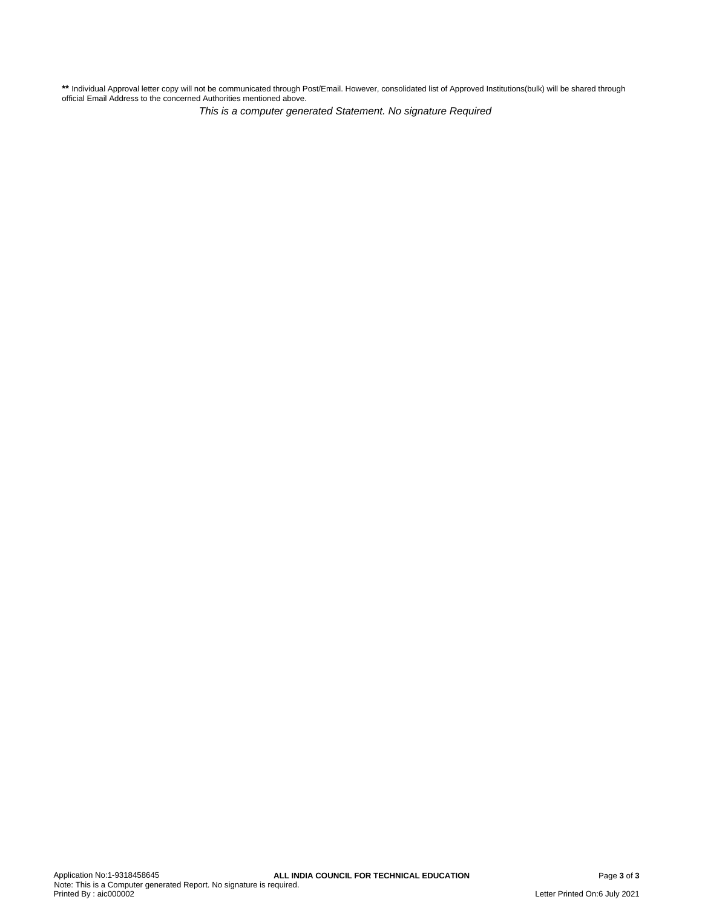**\*\*** Individual Approval letter copy will not be communicated through Post/Email. However, consolidated list of Approved Institutions(bulk) will be shared through official Email Address to the concerned Authorities mentioned above.

*This is a computer generated Statement. No signature Required*